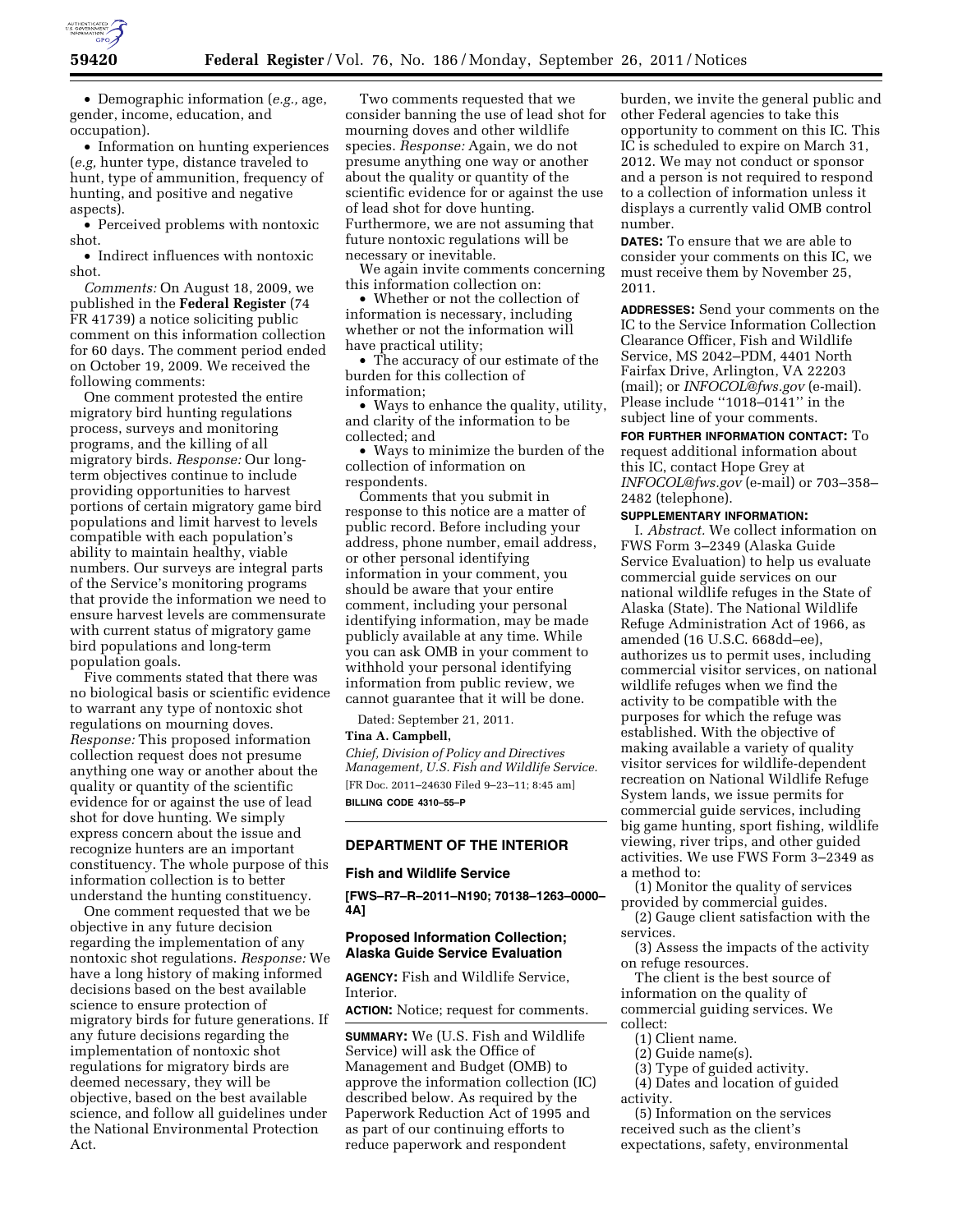- Demographic information (*e.g.,* age, gender, income, education, and occupation).
- Information on hunting experiences (*e.g,* hunter type, distance traveled to hunt, type of ammunition, frequency of hunting, and positive and negative aspects).
- Perceived problems with nontoxic shot.
- Indirect influences with nontoxic shot.

*Comments:* On August 18, 2009, we published in the **Federal Register** (74 FR 41739) a notice soliciting public comment on this information collection for 60 days. The comment period ended on October 19, 2009. We received the following comments:

One comment protested the entire migratory bird hunting regulations process, surveys and monitoring programs, and the killing of all migratory birds. *Response:* Our long-term objectives continue to include providing opportunities to harvest portions of certain migratory game bird populations and limit harvest to levels compatible with each population's ability to maintain healthy, viable numbers. Our surveys are integral parts of the Service's monitoring programs that provide the information we need to ensure harvest levels are commensurate with current status of migratory game bird populations and long-term population goals.

Five comments stated that there was no biological basis or scientific evidence to warrant any type of nontoxic shot regulations on mourning doves. *Response:* This proposed information collection request does not presume anything one way or another about the quality or quantity of the scientific evidence for or against the use of lead shot for dove hunting. We simply express concern about the issue and recognize hunters are an important constituency. The whole purpose of this information collection is to better understand the hunting constituency.

One comment requested that we be objective in any future decision regarding the implementation of any nontoxic shot regulations. *Response:* We have a long history of making informed decisions based on the best available science to ensure protection of migratory birds for future generations. If any future decisions regarding the implementation of nontoxic shot regulations for migratory birds are deemed necessary, they will be objective, based on the best available science, and follow all guidelines under the National Environmental Protection Act.

Two comments requested that we consider banning the use of lead shot for mourning doves and other wildlife species. *Response:* Again, we do not presume anything one way or another about the quality or quantity of the scientific evidence for or against the use of lead shot for dove hunting. Furthermore, we are not assuming that future nontoxic regulations will be necessary or inevitable.

We again invite comments concerning this information collection on:

- Whether or not the collection of information is necessary, including whether or not the information will have practical utility;
- The accuracy of our estimate of the burden for this collection of information;
- Ways to enhance the quality, utility, and clarity of the information to be collected; and
- Ways to minimize the burden of the collection of information on respondents.

Comments that you submit in response to this notice are a matter of public record. Before including your address, phone number, email address, or other personal identifying information in your comment, you should be aware that your entire comment, including your personal identifying information, may be made publicly available at any time. While you can ask OMB in your comment to withhold your personal identifying information from public review, we cannot guarantee that it will be done.

Dated: September 21, 2011.

**Tina A. Campbell,**

*Chief, Division of Policy and Directives Management, U.S. Fish and Wildlife Service.*

[FR Doc. 2011–24630 Filed 9–23–11; 8:45 am]

**BILLING CODE 4310–55–P**

---

## DEPARTMENT OF THE INTERIOR

### Fish and Wildlife Service

**[FWS–R7–R–2011–N190; 70138–1263–0000–4A]**

### Proposed Information Collection; Alaska Guide Service Evaluation

**AGENCY:** Fish and Wildlife Service, Interior.

**ACTION:** Notice; request for comments.

**SUMMARY:** We (U.S. Fish and Wildlife Service) will ask the Office of Management and Budget (OMB) to approve the information collection (IC) described below. As required by the Paperwork Reduction Act of 1995 and as part of our continuing efforts to reduce paperwork and respondent burden, we invite the general public and other Federal agencies to take this opportunity to comment on this IC. This IC is scheduled to expire on March 31, 2012. We may not conduct or sponsor and a person is not required to respond to a collection of information unless it displays a currently valid OMB control number.

**DATES:** To ensure that we are able to consider your comments on this IC, we must receive them by November 25, 2011.

**ADDRESSES:** Send your comments on the IC to the Service Information Collection Clearance Officer, Fish and Wildlife Service, MS 2042–PDM, 4401 North Fairfax Drive, Arlington, VA 22203 (mail); or *INFOCOL@fws.gov* (e-mail). Please include ''1018–0141'' in the subject line of your comments.

**FOR FURTHER INFORMATION CONTACT:** To request additional information about this IC, contact Hope Grey at *INFOCOL@fws.gov* (e-mail) or 703–358–2482 (telephone).

**SUPPLEMENTARY INFORMATION:**

I. *Abstract.* We collect information on FWS Form 3–2349 (Alaska Guide Service Evaluation) to help us evaluate commercial guide services on our national wildlife refuges in the State of Alaska (State). The National Wildlife Refuge Administration Act of 1966, as amended (16 U.S.C. 668dd–ee), authorizes us to permit uses, including commercial visitor services, on national wildlife refuges when we find the activity to be compatible with the purposes for which the refuge was established. With the objective of making available a variety of quality visitor services for wildlife-dependent recreation on National Wildlife Refuge System lands, we issue permits for commercial guide services, including big game hunting, sport fishing, wildlife viewing, river trips, and other guided activities. We use FWS Form 3–2349 as a method to:

(1) Monitor the quality of services provided by commercial guides.

(2) Gauge client satisfaction with the services.

(3) Assess the impacts of the activity on refuge resources.

The client is the best source of information on the quality of commercial guiding services. We collect:

(1) Client name.

(2) Guide name(s).

(3) Type of guided activity.

(4) Dates and location of guided activity.

(5) Information on the services received such as the client's expectations, safety, environmental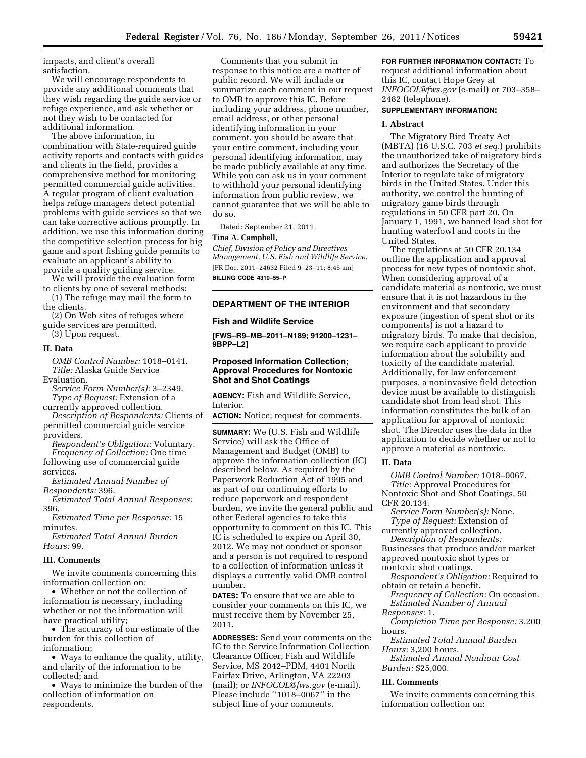impacts, and client's overall satisfaction.

We will encourage respondents to provide any additional comments that they wish regarding the guide service or refuge experience, and ask whether or not they wish to be contacted for additional information.

The above information, in combination with State-required guide activity reports and contacts with guides and clients in the field, provides a comprehensive method for monitoring permitted commercial guide activities. A regular program of client evaluation helps refuge managers detect potential problems with guide services so that we can take corrective actions promptly. In addition, we use this information during the competitive selection process for big game and sport fishing guide permits to evaluate an applicant's ability to provide a quality guiding service.

We will provide the evaluation form to clients by one of several methods:

(1) The refuge may mail the form to the clients.

(2) On Web sites of refuges where guide services are permitted.

(3) Upon request.

## II. Data

*OMB Control Number:* 1018–0141.

*Title:* Alaska Guide Service Evaluation.

*Service Form Number(s):* 3–2349.

*Type of Request:* Extension of a currently approved collection.

*Description of Respondents:* Clients of permitted commercial guide service providers.

*Respondent's Obligation:* Voluntary.

*Frequency of Collection:* One time following use of commercial guide services.

*Estimated Annual Number of Respondents:* 396.

*Estimated Total Annual Responses:* 396.

*Estimated Time per Response:* 15 minutes.

*Estimated Total Annual Burden Hours:* 99.

## III. Comments

We invite comments concerning this information collection on:

- Whether or not the collection of information is necessary, including whether or not the information will have practical utility;
- The accuracy of our estimate of the burden for this collection of information;
- Ways to enhance the quality, utility, and clarity of the information to be collected; and
- Ways to minimize the burden of the collection of information on respondents.

Comments that you submit in response to this notice are a matter of public record. We will include or summarize each comment in our request to OMB to approve this IC. Before including your address, phone number, email address, or other personal identifying information in your comment, you should be aware that your entire comment, including your personal identifying information, may be made publicly available at any time. While you can ask us in your comment to withhold your personal identifying information from public review, we cannot guarantee that we will be able to do so.

Dated: September 21, 2011.

**Tina A. Campbell,**

*Chief, Division of Policy and Directives Management, U.S. Fish and Wildlife Service.*

[FR Doc. 2011–24632 Filed 9–23–11; 8:45 am]

**BILLING CODE 4310–55–P**

---

# DEPARTMENT OF THE INTERIOR

## Fish and Wildlife Service

**[FWS–R9–MB–2011–N189; 91200–1231–9BPP–L2]**

## Proposed Information Collection; Approval Procedures for Nontoxic Shot and Shot Coatings

**AGENCY:** Fish and Wildlife Service, Interior.

**ACTION:** Notice; request for comments.

**SUMMARY:** We (U.S. Fish and Wildlife Service) will ask the Office of Management and Budget (OMB) to approve the information collection (IC) described below. As required by the Paperwork Reduction Act of 1995 and as part of our continuing efforts to reduce paperwork and respondent burden, we invite the general public and other Federal agencies to take this opportunity to comment on this IC. This IC is scheduled to expire on April 30, 2012. We may not conduct or sponsor and a person is not required to respond to a collection of information unless it displays a currently valid OMB control number.

**DATES:** To ensure that we are able to consider your comments on this IC, we must receive them by November 25, 2011.

**ADDRESSES:** Send your comments on the IC to the Service Information Collection Clearance Officer, Fish and Wildlife Service, MS 2042–PDM, 4401 North Fairfax Drive, Arlington, VA 22203 (mail); or *INFOCOL@fws.gov* (e-mail). Please include "1018–0067" in the subject line of your comments.

**FOR FURTHER INFORMATION CONTACT:** To request additional information about this IC, contact Hope Grey at *INFOCOL@fws.gov* (e-mail) or 703–358–2482 (telephone).

**SUPPLEMENTARY INFORMATION:**

## I. Abstract

The Migratory Bird Treaty Act (MBTA) (16 U.S.C. 703 *et seq.*) prohibits the unauthorized take of migratory birds and authorizes the Secretary of the Interior to regulate take of migratory birds in the United States. Under this authority, we control the hunting of migratory game birds through regulations in 50 CFR part 20. On January 1, 1991, we banned lead shot for hunting waterfowl and coots in the United States.

The regulations at 50 CFR 20.134 outline the application and approval process for new types of nontoxic shot. When considering approval of a candidate material as nontoxic, we must ensure that it is not hazardous in the environment and that secondary exposure (ingestion of spent shot or its components) is not a hazard to migratory birds. To make that decision, we require each applicant to provide information about the solubility and toxicity of the candidate material. Additionally, for law enforcement purposes, a noninvasive field detection device must be available to distinguish candidate shot from lead shot. This information constitutes the bulk of an application for approval of nontoxic shot. The Director uses the data in the application to decide whether or not to approve a material as nontoxic.

## II. Data

*OMB Control Number:* 1018–0067.

*Title:* Approval Procedures for Nontoxic Shot and Shot Coatings, 50 CFR 20.134.

*Service Form Number(s):* None.

*Type of Request:* Extension of currently approved collection.

*Description of Respondents:* Businesses that produce and/or market approved nontoxic shot types or nontoxic shot coatings.

*Respondent's Obligation:* Required to obtain or retain a benefit.

*Frequency of Collection:* On occasion.

*Estimated Number of Annual Responses:* 1.

*Completion Time per Response:* 3,200 hours.

*Estimated Total Annual Burden Hours:* 3,200 hours.

*Estimated Annual Nonhour Cost Burden:* $25,000.

## III. Comments

We invite comments concerning this information collection on: